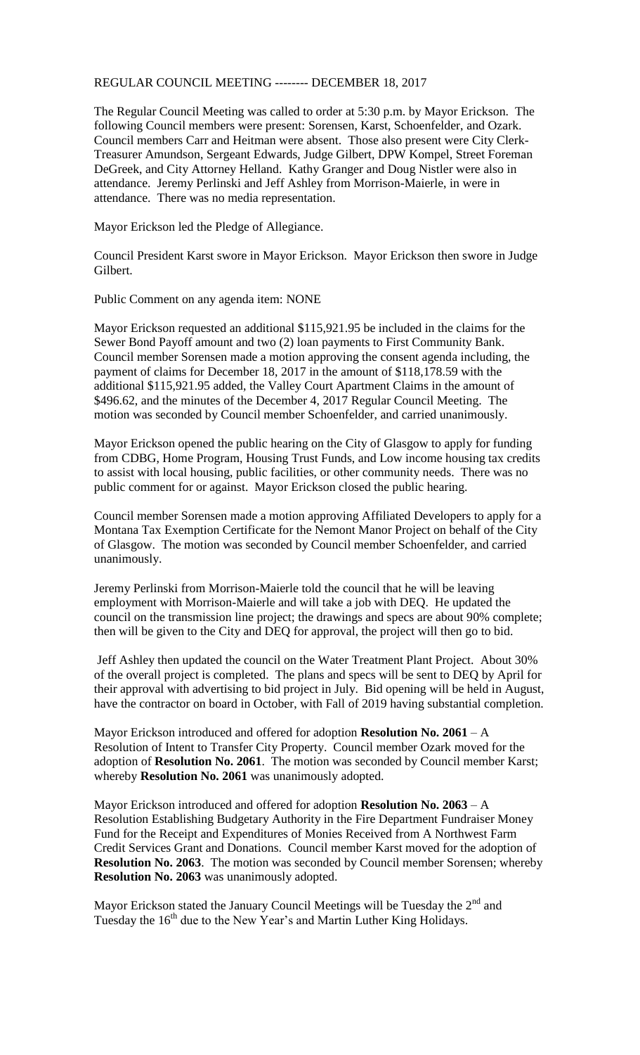REGULAR COUNCIL MEETING -------- DECEMBER 18, 2017

The Regular Council Meeting was called to order at 5:30 p.m. by Mayor Erickson. The following Council members were present: Sorensen, Karst, Schoenfelder, and Ozark. Council members Carr and Heitman were absent. Those also present were City Clerk-Treasurer Amundson, Sergeant Edwards, Judge Gilbert, DPW Kompel, Street Foreman DeGreek, and City Attorney Helland. Kathy Granger and Doug Nistler were also in attendance. Jeremy Perlinski and Jeff Ashley from Morrison-Maierle, in were in attendance. There was no media representation.

Mayor Erickson led the Pledge of Allegiance.

Council President Karst swore in Mayor Erickson. Mayor Erickson then swore in Judge Gilbert.

Public Comment on any agenda item: NONE

Mayor Erickson requested an additional $115,921.95 be included in the claims for the Sewer Bond Payoff amount and two (2) loan payments to First Community Bank. Council member Sorensen made a motion approving the consent agenda including, the payment of claims for December 18, 2017 in the amount of $118,178.59 with the additional $115,921.95 added, the Valley Court Apartment Claims in the amount of $496.62, and the minutes of the December 4, 2017 Regular Council Meeting. The motion was seconded by Council member Schoenfelder, and carried unanimously.

Mayor Erickson opened the public hearing on the City of Glasgow to apply for funding from CDBG, Home Program, Housing Trust Funds, and Low income housing tax credits to assist with local housing, public facilities, or other community needs. There was no public comment for or against. Mayor Erickson closed the public hearing.

Council member Sorensen made a motion approving Affiliated Developers to apply for a Montana Tax Exemption Certificate for the Nemont Manor Project on behalf of the City of Glasgow. The motion was seconded by Council member Schoenfelder, and carried unanimously.

Jeremy Perlinski from Morrison-Maierle told the council that he will be leaving employment with Morrison-Maierle and will take a job with DEQ. He updated the council on the transmission line project; the drawings and specs are about 90% complete; then will be given to the City and DEQ for approval, the project will then go to bid.

Jeff Ashley then updated the council on the Water Treatment Plant Project. About 30% of the overall project is completed. The plans and specs will be sent to DEQ by April for their approval with advertising to bid project in July. Bid opening will be held in August, have the contractor on board in October, with Fall of 2019 having substantial completion.

Mayor Erickson introduced and offered for adoption **Resolution No. 2061** – A Resolution of Intent to Transfer City Property. Council member Ozark moved for the adoption of **Resolution No. 2061**. The motion was seconded by Council member Karst; whereby **Resolution No. 2061** was unanimously adopted.

Mayor Erickson introduced and offered for adoption **Resolution No. 2063** – A Resolution Establishing Budgetary Authority in the Fire Department Fundraiser Money Fund for the Receipt and Expenditures of Monies Received from A Northwest Farm Credit Services Grant and Donations. Council member Karst moved for the adoption of **Resolution No. 2063**. The motion was seconded by Council member Sorensen; whereby **Resolution No. 2063** was unanimously adopted.

Mayor Erickson stated the January Council Meetings will be Tuesday the 2nd and Tuesday the 16th due to the New Year's and Martin Luther King Holidays.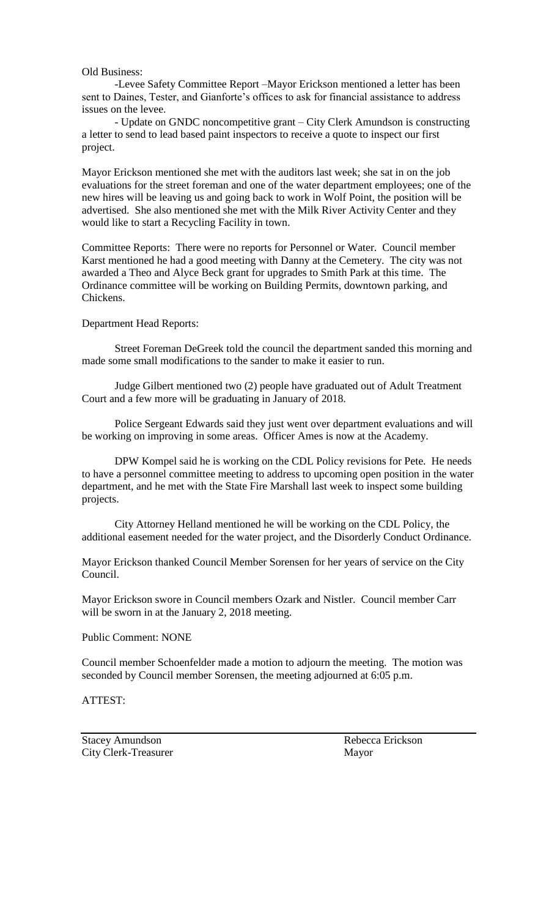Old Business:

-Levee Safety Committee Report –Mayor Erickson mentioned a letter has been sent to Daines, Tester, and Gianforte's offices to ask for financial assistance to address issues on the levee.

- Update on GNDC noncompetitive grant – City Clerk Amundson is constructing a letter to send to lead based paint inspectors to receive a quote to inspect our first project.

Mayor Erickson mentioned she met with the auditors last week; she sat in on the job evaluations for the street foreman and one of the water department employees; one of the new hires will be leaving us and going back to work in Wolf Point, the position will be advertised. She also mentioned she met with the Milk River Activity Center and they would like to start a Recycling Facility in town.

Committee Reports: There were no reports for Personnel or Water. Council member Karst mentioned he had a good meeting with Danny at the Cemetery. The city was not awarded a Theo and Alyce Beck grant for upgrades to Smith Park at this time. The Ordinance committee will be working on Building Permits, downtown parking, and Chickens.

Department Head Reports:

Street Foreman DeGreek told the council the department sanded this morning and made some small modifications to the sander to make it easier to run.

Judge Gilbert mentioned two (2) people have graduated out of Adult Treatment Court and a few more will be graduating in January of 2018.

Police Sergeant Edwards said they just went over department evaluations and will be working on improving in some areas. Officer Ames is now at the Academy.

DPW Kompel said he is working on the CDL Policy revisions for Pete. He needs to have a personnel committee meeting to address to upcoming open position in the water department, and he met with the State Fire Marshall last week to inspect some building projects.

City Attorney Helland mentioned he will be working on the CDL Policy, the additional easement needed for the water project, and the Disorderly Conduct Ordinance.

Mayor Erickson thanked Council Member Sorensen for her years of service on the City Council.

Mayor Erickson swore in Council members Ozark and Nistler. Council member Carr will be sworn in at the January 2, 2018 meeting.

Public Comment: NONE

Council member Schoenfelder made a motion to adjourn the meeting. The motion was seconded by Council member Sorensen, the meeting adjourned at 6:05 p.m.

ATTEST:

| | |
|---|---|
| Stacey Amundson | Rebecca Erickson |
| City Clerk-Treasurer | Mayor |